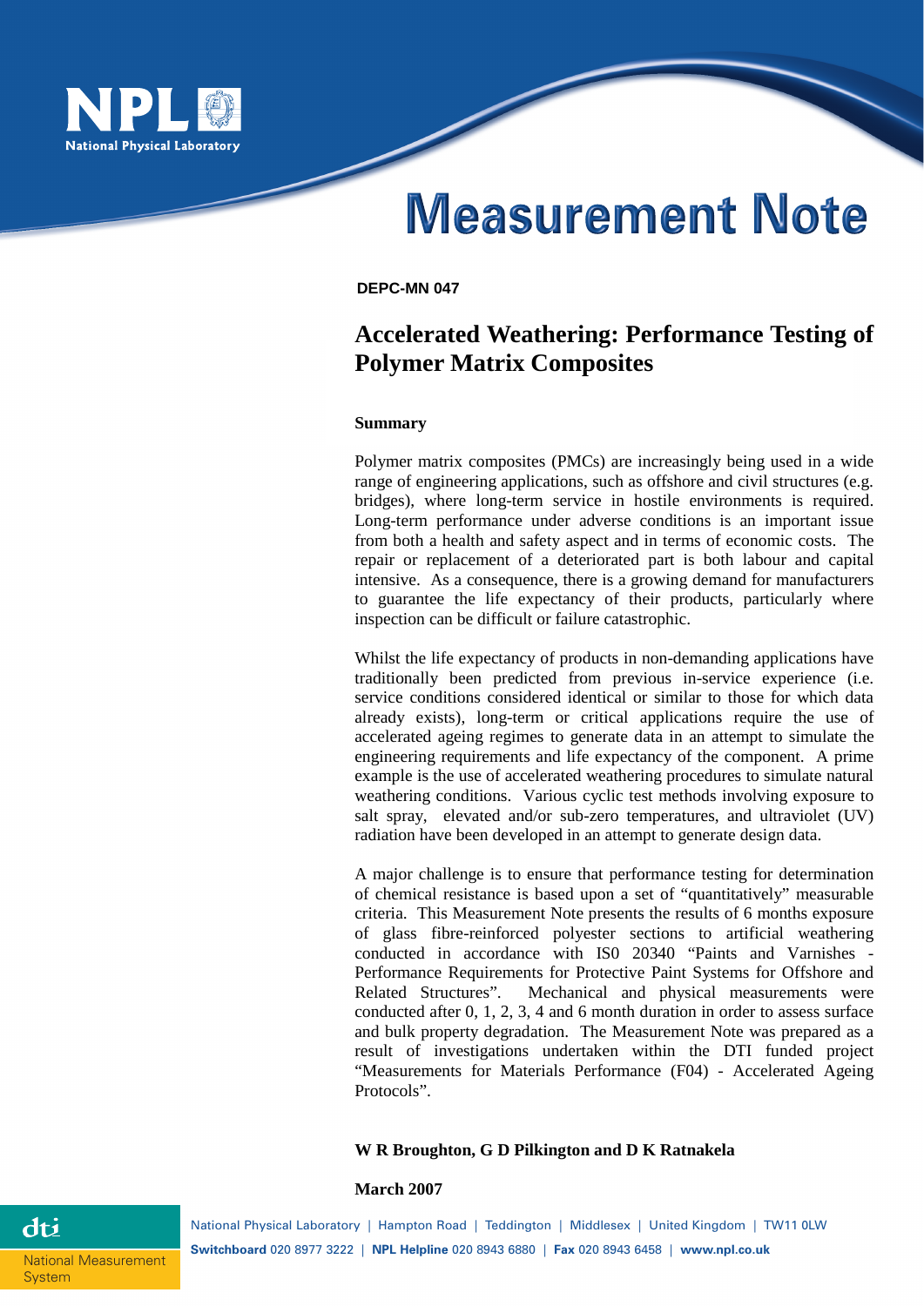# Measurement Note

**DEPC-MN 047**

## Accelerated Weathering: Performance Testing of Polymer Matrix Composites

**Summary**

Polymer matrix composites (PMCs) are increasingly being used in a wide range of engineering applications, such as offshore and civil structures (e.g. bridges), where long-term service in hostile environments is required. Long-term performance under adverse conditions is an important issue from both a health and safety aspect and in terms of economic costs. The repair or replacement of a deteriorated part is both labour and capital intensive. As a consequence, there is a growing demand for manufacturers to guarantee the life expectancy of their products, particularly where inspection can be difficult or failure catastrophic.

Whilst the life expectancy of products in non-demanding applications have traditionally been predicted from previous in-service experience (i.e. service conditions considered identical or similar to those for which data already exists), long-term or critical applications require the use of accelerated ageing regimes to generate data in an attempt to simulate the engineering requirements and life expectancy of the component. A prime example is the use of accelerated weathering procedures to simulate natural weathering conditions. Various cyclic test methods involving exposure to salt spray, elevated and/or sub-zero temperatures, and ultraviolet (UV) radiation have been developed in an attempt to generate design data.

A major challenge is to ensure that performance testing for determination of chemical resistance is based upon a set of "quantitatively" measurable criteria. This Measurement Note presents the results of 6 months exposure of glass fibre-reinforced polyester sections to artificial weathering conducted in accordance with IS0 20340 "Paints and Varnishes - Performance Requirements for Protective Paint Systems for Offshore and Related Structures". Mechanical and physical measurements were conducted after 0, 1, 2, 3, 4 and 6 month duration in order to assess surface and bulk property degradation. The Measurement Note was prepared as a result of investigations undertaken within the DTI funded project "Measurements for Materials Performance (F04) - Accelerated Ageing Protocols".

**W R Broughton, G D Pilkington and D K Ratnakela**

**March 2007**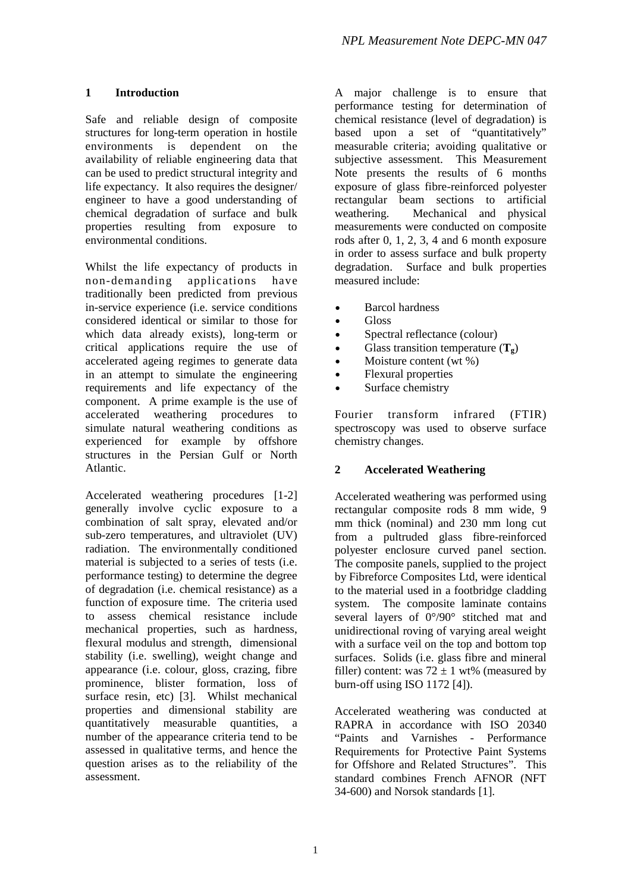## 1 Introduction

Safe and reliable design of composite structures for long-term operation in hostile environments is dependent on the availability of reliable engineering data that can be used to predict structural integrity and life expectancy. It also requires the designer/ engineer to have a good understanding of chemical degradation of surface and bulk properties resulting from exposure to environmental conditions.

Whilst the life expectancy of products in non-demanding applications have traditionally been predicted from previous in-service experience (i.e. service conditions considered identical or similar to those for which data already exists), long-term or critical applications require the use of accelerated ageing regimes to generate data in an attempt to simulate the engineering requirements and life expectancy of the component. A prime example is the use of accelerated weathering procedures to simulate natural weathering conditions as experienced for example by offshore structures in the Persian Gulf or North Atlantic.

Accelerated weathering procedures [1-2] generally involve cyclic exposure to a combination of salt spray, elevated and/or sub-zero temperatures, and ultraviolet (UV) radiation. The environmentally conditioned material is subjected to a series of tests (i.e. performance testing) to determine the degree of degradation (i.e. chemical resistance) as a function of exposure time. The criteria used to assess chemical resistance include mechanical properties, such as hardness, flexural modulus and strength, dimensional stability (i.e. swelling), weight change and appearance (i.e. colour, gloss, crazing, fibre prominence, blister formation, loss of surface resin, etc) [3]. Whilst mechanical properties and dimensional stability are quantitatively measurable quantities, a number of the appearance criteria tend to be assessed in qualitative terms, and hence the question arises as to the reliability of the assessment.

A major challenge is to ensure that performance testing for determination of chemical resistance (level of degradation) is based upon a set of "quantitatively" measurable criteria; avoiding qualitative or subjective assessment. This Measurement Note presents the results of 6 months exposure of glass fibre-reinforced polyester rectangular beam sections to artificial weathering. Mechanical and physical measurements were conducted on composite rods after 0, 1, 2, 3, 4 and 6 month exposure in order to assess surface and bulk property degradation. Surface and bulk properties measured include:

- Barcol hardness
- Gloss
- Spectral reflectance (colour)
- Glass transition temperature (**$T_g$**)
- Moisture content (wt %)
- Flexural properties
- Surface chemistry

Fourier transform infrared (FTIR) spectroscopy was used to observe surface chemistry changes.

## 2 Accelerated Weathering

Accelerated weathering was performed using rectangular composite rods 8 mm wide, 9 mm thick (nominal) and 230 mm long cut from a pultruded glass fibre-reinforced polyester enclosure curved panel section. The composite panels, supplied to the project by Fibreforce Composites Ltd, were identical to the material used in a footbridge cladding system. The composite laminate contains several layers of 0°/90° stitched mat and unidirectional roving of varying areal weight with a surface veil on the top and bottom top surfaces. Solids (i.e. glass fibre and mineral filler) content: was $72 \pm 1$ wt% (measured by burn-off using ISO 1172 [4]).

Accelerated weathering was conducted at RAPRA in accordance with ISO 20340 "Paints and Varnishes - Performance Requirements for Protective Paint Systems for Offshore and Related Structures". This standard combines French AFNOR (NFT 34-600) and Norsok standards [1].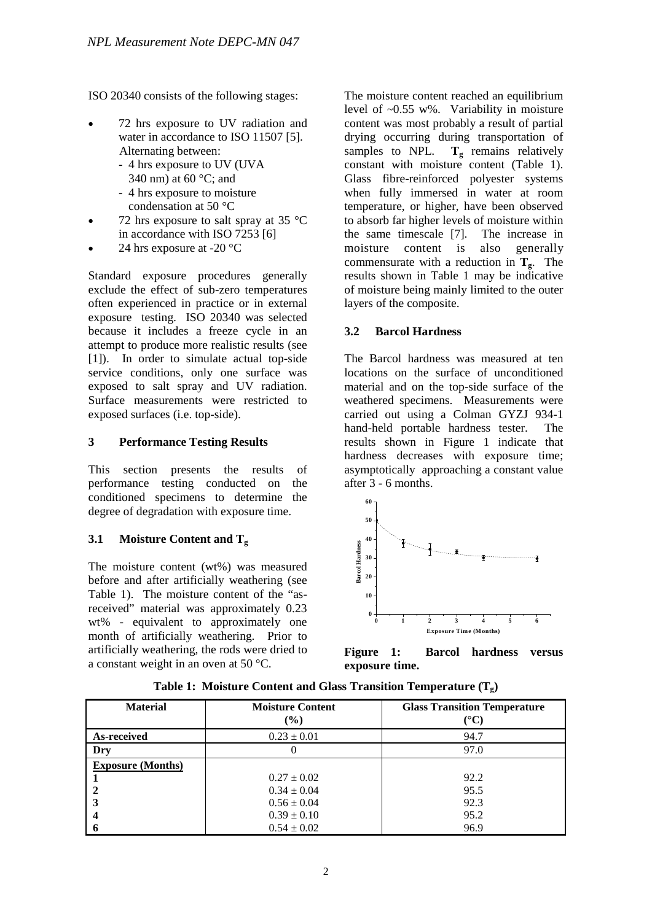ISO 20340 consists of the following stages:

- 72 hrs exposure to UV radiation and water in accordance to ISO 11507 [5]. Alternating between:
  - 4 hrs exposure to UV (UVA 340 nm) at 60 °C; and
  - 4 hrs exposure to moisture condensation at 50 °C
- 72 hrs exposure to salt spray at 35 °C in accordance with ISO 7253 [6]
- 24 hrs exposure at -20 °C

Standard exposure procedures generally exclude the effect of sub-zero temperatures often experienced in practice or in external exposure testing. ISO 20340 was selected because it includes a freeze cycle in an attempt to produce more realistic results (see [1]). In order to simulate actual top-side service conditions, only one surface was exposed to salt spray and UV radiation. Surface measurements were restricted to exposed surfaces (i.e. top-side).

## 3 Performance Testing Results

This section presents the results of performance testing conducted on the conditioned specimens to determine the degree of degradation with exposure time.

### 3.1 Moisture Content and $T_g$

The moisture content (wt%) was measured before and after artificially weathering (see Table 1). The moisture content of the "as-received" material was approximately 0.23 wt% - equivalent to approximately one month of artificially weathering. Prior to artificially weathering, the rods were dried to a constant weight in an oven at 50 °C.

The moisture content reached an equilibrium level of ~0.55 w%. Variability in moisture content was most probably a result of partial drying occurring during transportation of samples to NPL. $\mathbf{T_g}$ remains relatively constant with moisture content (Table 1). Glass fibre-reinforced polyester systems when fully immersed in water at room temperature, or higher, have been observed to absorb far higher levels of moisture within the same timescale [7]. The increase in moisture content is also generally commensurate with a reduction in $\mathbf{T_g}$. The results shown in Table 1 may be indicative of moisture being mainly limited to the outer layers of the composite.

### 3.2 Barcol Hardness

The Barcol hardness was measured at ten locations on the surface of unconditioned material and on the top-side surface of the weathered specimens. Measurements were carried out using a Colman GYZJ 934-1 hand-held portable hardness tester. The results shown in Figure 1 indicate that hardness decreases with exposure time; asymptotically approaching a constant value after 3 - 6 months.

**Figure 1: Barcol hardness versus exposure time.**

**Table 1: Moisture Content and Glass Transition Temperature ($T_g$)**

| Material | Moisture Content (%) | Glass Transition Temperature (°C) |
|---|---|---|
| **As-received** | $0.23 \pm 0.01$ | 94.7 |
| **Dry** | 0 | 97.0 |
| **Exposure (Months)** | | |
| **1** | $0.27 \pm 0.02$ | 92.2 |
| **2** | $0.34 \pm 0.04$ | 95.5 |
| **3** | $0.56 \pm 0.04$ | 92.3 |
| **4** | $0.39 \pm 0.10$ | 95.2 |
| **6** | $0.54 \pm 0.02$ | 96.9 |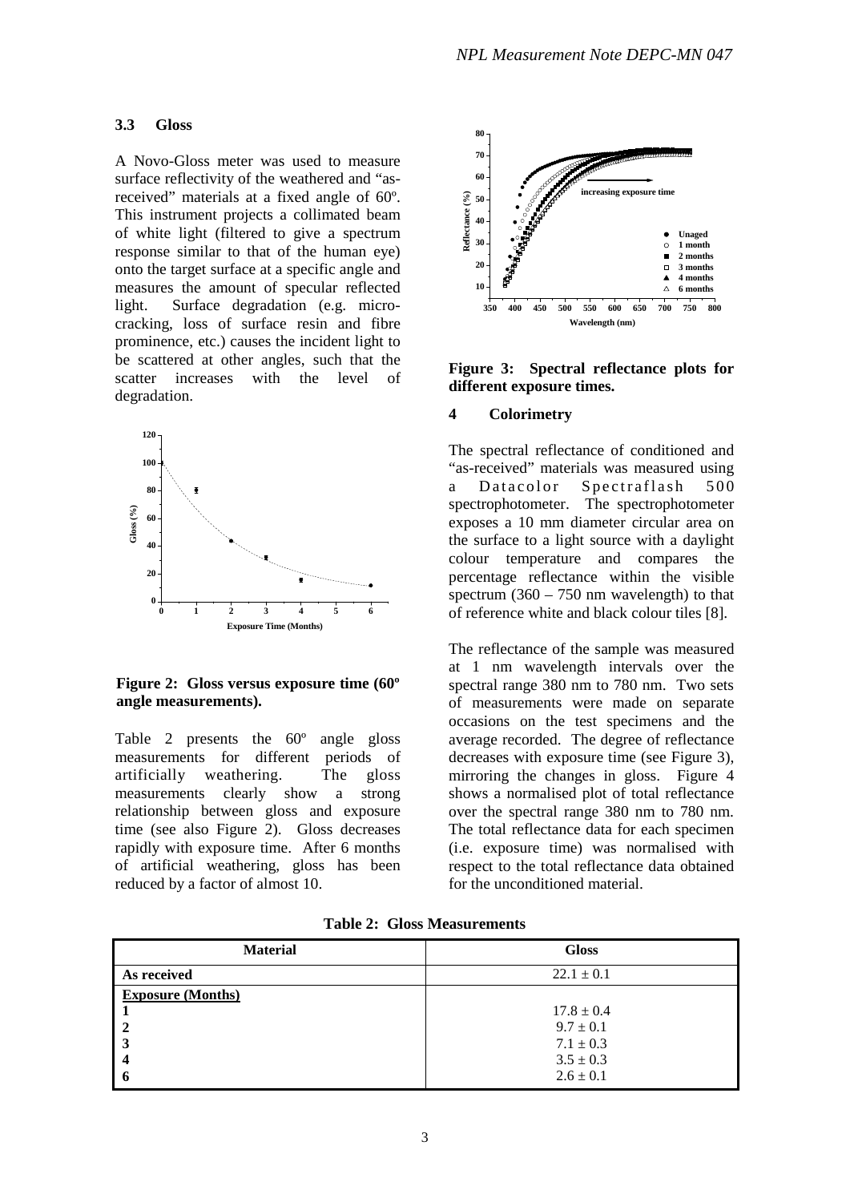### 3.3 Gloss

A Novo-Gloss meter was used to measure surface reflectivity of the weathered and "as-received" materials at a fixed angle of 60º. This instrument projects a collimated beam of white light (filtered to give a spectrum response similar to that of the human eye) onto the target surface at a specific angle and measures the amount of specular reflected light. Surface degradation (e.g. micro-cracking, loss of surface resin and fibre prominence, etc.) causes the incident light to be scattered at other angles, such that the scatter increases with the level of degradation.

**Figure 2: Gloss versus exposure time (60º angle measurements).**

Table 2 presents the 60º angle gloss measurements for different periods of artificially weathering. The gloss measurements clearly show a strong relationship between gloss and exposure time (see also Figure 2). Gloss decreases rapidly with exposure time. After 6 months of artificial weathering, gloss has been reduced by a factor of almost 10.

**Figure 3: Spectral reflectance plots for different exposure times.**

## 4 Colorimetry

The spectral reflectance of conditioned and "as-received" materials was measured using a Datacolor Spectraflash 500 spectrophotometer. The spectrophotometer exposes a 10 mm diameter circular area on the surface to a light source with a daylight colour temperature and compares the percentage reflectance within the visible spectrum (360 – 750 nm wavelength) to that of reference white and black colour tiles [8].

The reflectance of the sample was measured at 1 nm wavelength intervals over the spectral range 380 nm to 780 nm. Two sets of measurements were made on separate occasions on the test specimens and the average recorded. The degree of reflectance decreases with exposure time (see Figure 3), mirroring the changes in gloss. Figure 4 shows a normalised plot of total reflectance over the spectral range 380 nm to 780 nm. The total reflectance data for each specimen (i.e. exposure time) was normalised with respect to the total reflectance data obtained for the unconditioned material.

**Table 2: Gloss Measurements**

| Material | Gloss |
|---|---|
| **As received** | 22.1 ± 0.1 |
| **Exposure (Months)** | |
| **1** | 17.8 ± 0.4 |
| **2** | 9.7 ± 0.1 |
| **3** | 7.1 ± 0.3 |
| **4** | 3.5 ± 0.3 |
| **6** | 2.6 ± 0.1 |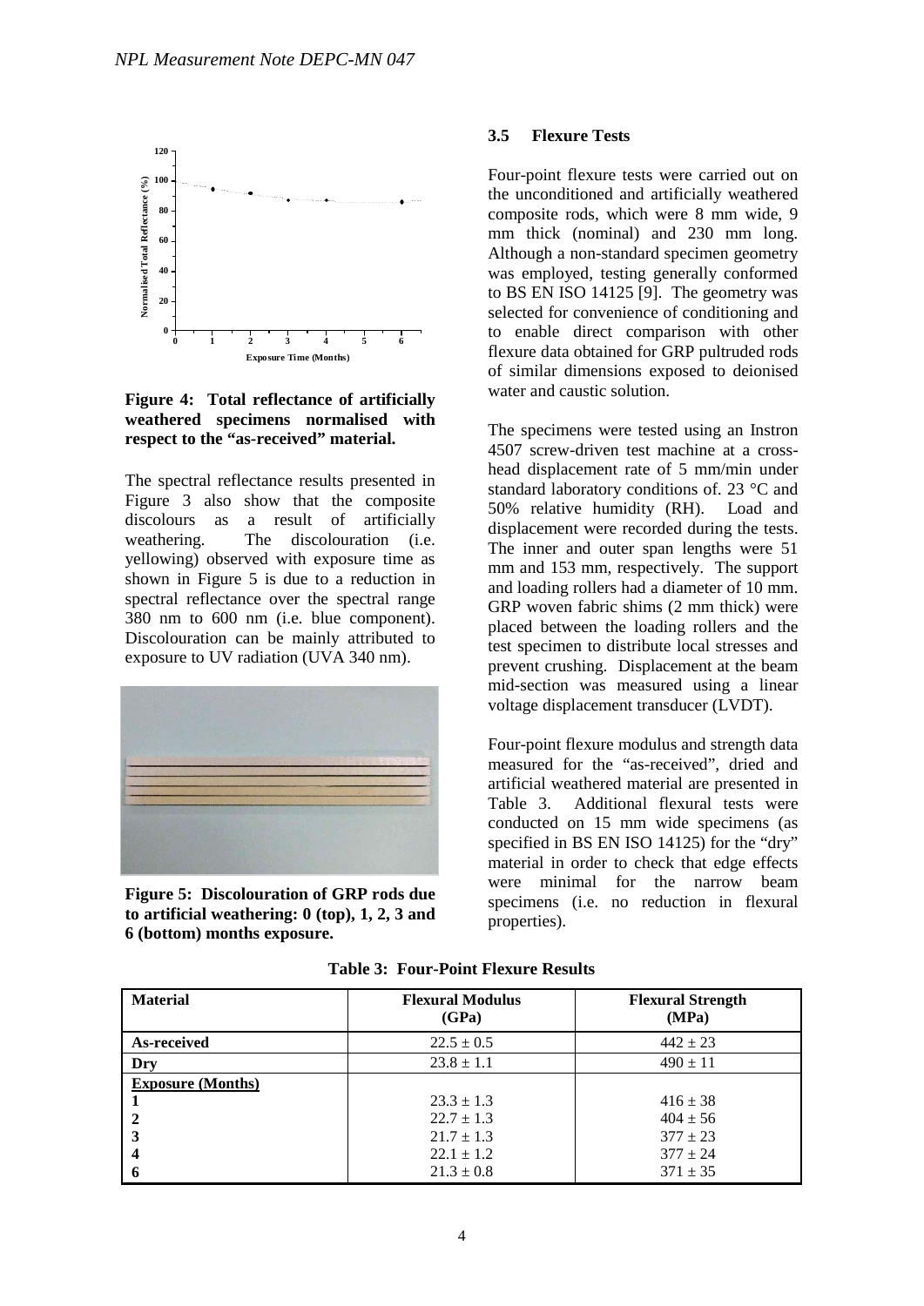**Figure 4: Total reflectance of artificially weathered specimens normalised with respect to the "as-received" material.**

The spectral reflectance results presented in Figure 3 also show that the composite discolours as a result of artificially weathering. The discolouration (i.e. yellowing) observed with exposure time as shown in Figure 5 is due to a reduction in spectral reflectance over the spectral range 380 nm to 600 nm (i.e. blue component). Discolouration can be mainly attributed to exposure to UV radiation (UVA 340 nm).

**Figure 5: Discolouration of GRP rods due to artificial weathering: 0 (top), 1, 2, 3 and 6 (bottom) months exposure.**

### 3.5 Flexure Tests

Four-point flexure tests were carried out on the unconditioned and artificially weathered composite rods, which were 8 mm wide, 9 mm thick (nominal) and 230 mm long. Although a non-standard specimen geometry was employed, testing generally conformed to BS EN ISO 14125 [9]. The geometry was selected for convenience of conditioning and to enable direct comparison with other flexure data obtained for GRP pultruded rods of similar dimensions exposed to deionised water and caustic solution.

The specimens were tested using an Instron 4507 screw-driven test machine at a cross-head displacement rate of 5 mm/min under standard laboratory conditions of. 23 °C and 50% relative humidity (RH). Load and displacement were recorded during the tests. The inner and outer span lengths were 51 mm and 153 mm, respectively. The support and loading rollers had a diameter of 10 mm. GRP woven fabric shims (2 mm thick) were placed between the loading rollers and the test specimen to distribute local stresses and prevent crushing. Displacement at the beam mid-section was measured using a linear voltage displacement transducer (LVDT).

Four-point flexure modulus and strength data measured for the "as-received", dried and artificial weathered material are presented in Table 3. Additional flexural tests were conducted on 15 mm wide specimens (as specified in BS EN ISO 14125) for the "dry" material in order to check that edge effects were minimal for the narrow beam specimens (i.e. no reduction in flexural properties).

**Table 3: Four-Point Flexure Results**

| Material | Flexural Modulus (GPa) | Flexural Strength (MPa) |
|---|---|---|
| **As-received** | $22.5 \pm 0.5$ | $442 \pm 23$ |
| **Dry** | $23.8 \pm 1.1$ | $490 \pm 11$ |
| **Exposure (Months)** | | |
| **1** | $23.3 \pm 1.3$ | $416 \pm 38$ |
| **2** | $22.7 \pm 1.3$ | $404 \pm 56$ |
| **3** | $21.7 \pm 1.3$ | $377 \pm 23$ |
| **4** | $22.1 \pm 1.2$ | $377 \pm 24$ |
| **6** | $21.3 \pm 0.8$ | $371 \pm 35$ |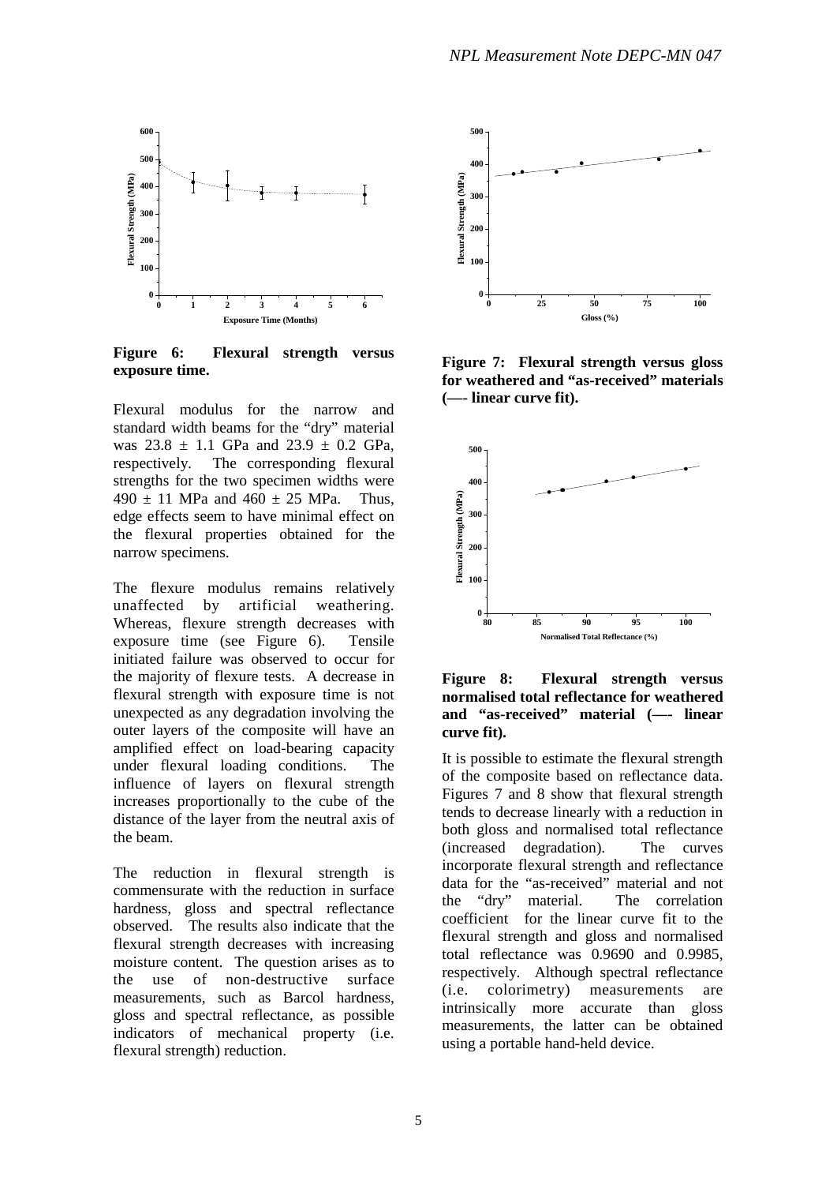**Figure 6: Flexural strength versus exposure time.**

Flexural modulus for the narrow and standard width beams for the "dry" material was 23.8 ± 1.1 GPa and 23.9 ± 0.2 GPa, respectively. The corresponding flexural strengths for the two specimen widths were 490 ± 11 MPa and 460 ± 25 MPa. Thus, edge effects seem to have minimal effect on the flexural properties obtained for the narrow specimens.

The flexure modulus remains relatively unaffected by artificial weathering. Whereas, flexure strength decreases with exposure time (see Figure 6). Tensile initiated failure was observed to occur for the majority of flexure tests. A decrease in flexural strength with exposure time is not unexpected as any degradation involving the outer layers of the composite will have an amplified effect on load-bearing capacity under flexural loading conditions. The influence of layers on flexural strength increases proportionally to the cube of the distance of the layer from the neutral axis of the beam.

The reduction in flexural strength is commensurate with the reduction in surface hardness, gloss and spectral reflectance observed. The results also indicate that the flexural strength decreases with increasing moisture content. The question arises as to the use of non-destructive surface measurements, such as Barcol hardness, gloss and spectral reflectance, as possible indicators of mechanical property (i.e. flexural strength) reduction.

**Figure 7: Flexural strength versus gloss for weathered and "as-received" materials (—- linear curve fit).**

**Figure 8: Flexural strength versus normalised total reflectance for weathered and "as-received" material (—- linear curve fit).**

It is possible to estimate the flexural strength of the composite based on reflectance data. Figures 7 and 8 show that flexural strength tends to decrease linearly with a reduction in both gloss and normalised total reflectance (increased degradation). The curves incorporate flexural strength and reflectance data for the "as-received" material and not the "dry" material. The correlation coefficient for the linear curve fit to the flexural strength and gloss and normalised total reflectance was 0.9690 and 0.9985, respectively. Although spectral reflectance (i.e. colorimetry) measurements are intrinsically more accurate than gloss measurements, the latter can be obtained using a portable hand-held device.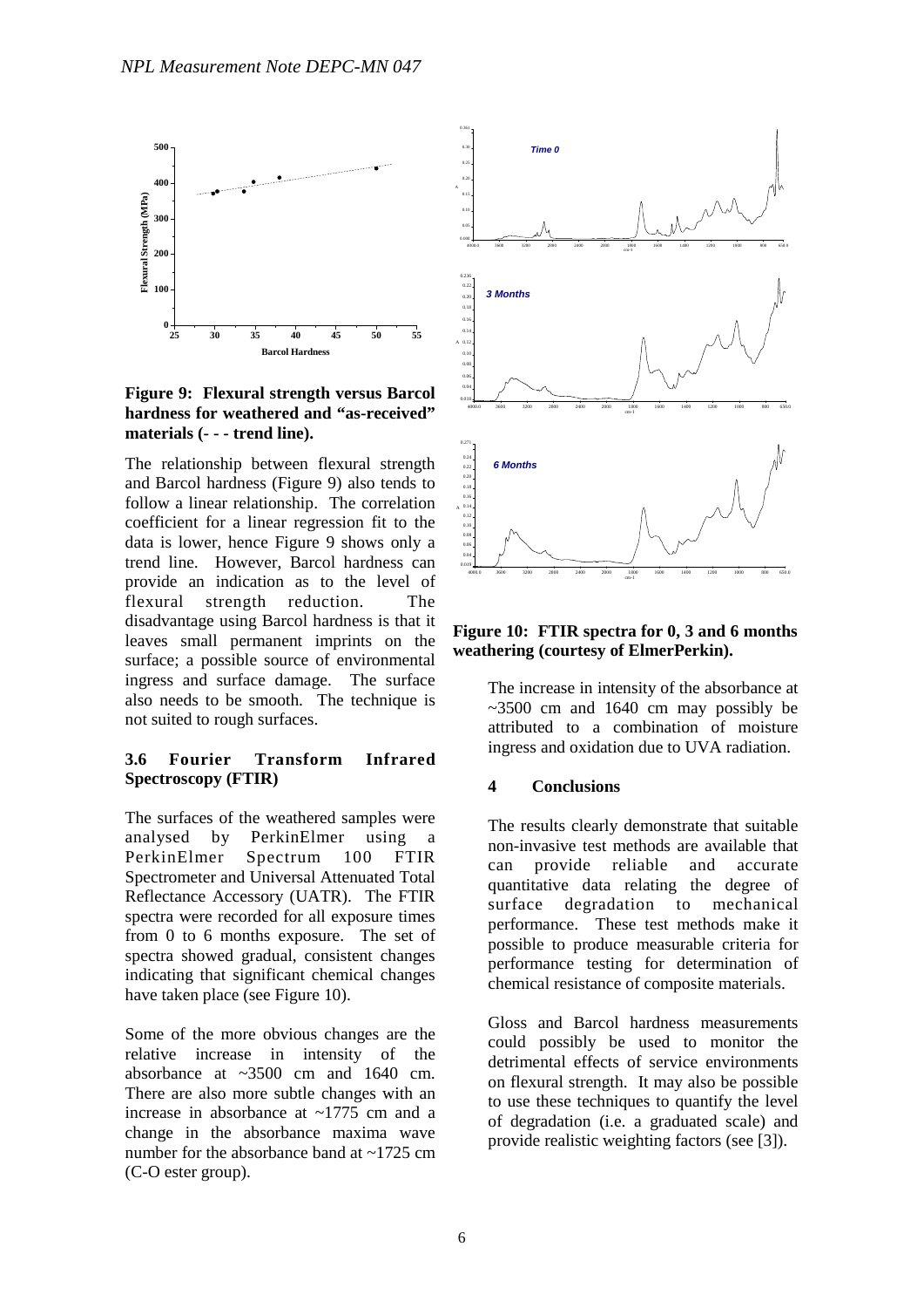**Figure 9: Flexural strength versus Barcol hardness for weathered and "as-received" materials (- - - trend line).**

The relationship between flexural strength and Barcol hardness (Figure 9) also tends to follow a linear relationship. The correlation coefficient for a linear regression fit to the data is lower, hence Figure 9 shows only a trend line. However, Barcol hardness can provide an indication as to the level of flexural strength reduction. The disadvantage using Barcol hardness is that it leaves small permanent imprints on the surface; a possible source of environmental ingress and surface damage. The surface also needs to be smooth. The technique is not suited to rough surfaces.

### 3.6 Fourier Transform Infrared Spectroscopy (FTIR)

The surfaces of the weathered samples were analysed by PerkinElmer using a PerkinElmer Spectrum 100 FTIR Spectrometer and Universal Attenuated Total Reflectance Accessory (UATR). The FTIR spectra were recorded for all exposure times from 0 to 6 months exposure. The set of spectra showed gradual, consistent changes indicating that significant chemical changes have taken place (see Figure 10).

Some of the more obvious changes are the relative increase in intensity of the absorbance at ~3500 cm and 1640 cm. There are also more subtle changes with an increase in absorbance at ~1775 cm and a change in the absorbance maxima wave number for the absorbance band at ~1725 cm (C-O ester group).

**Figure 10: FTIR spectra for 0, 3 and 6 months weathering (courtesy of ElmerPerkin).**

The increase in intensity of the absorbance at ~3500 cm and 1640 cm may possibly be attributed to a combination of moisture ingress and oxidation due to UVA radiation.

## 4 Conclusions

The results clearly demonstrate that suitable non-invasive test methods are available that can provide reliable and accurate quantitative data relating the degree of surface degradation to mechanical performance. These test methods make it possible to produce measurable criteria for performance testing for determination of chemical resistance of composite materials.

Gloss and Barcol hardness measurements could possibly be used to monitor the detrimental effects of service environments on flexural strength. It may also be possible to use these techniques to quantify the level of degradation (i.e. a graduated scale) and provide realistic weighting factors (see [3]).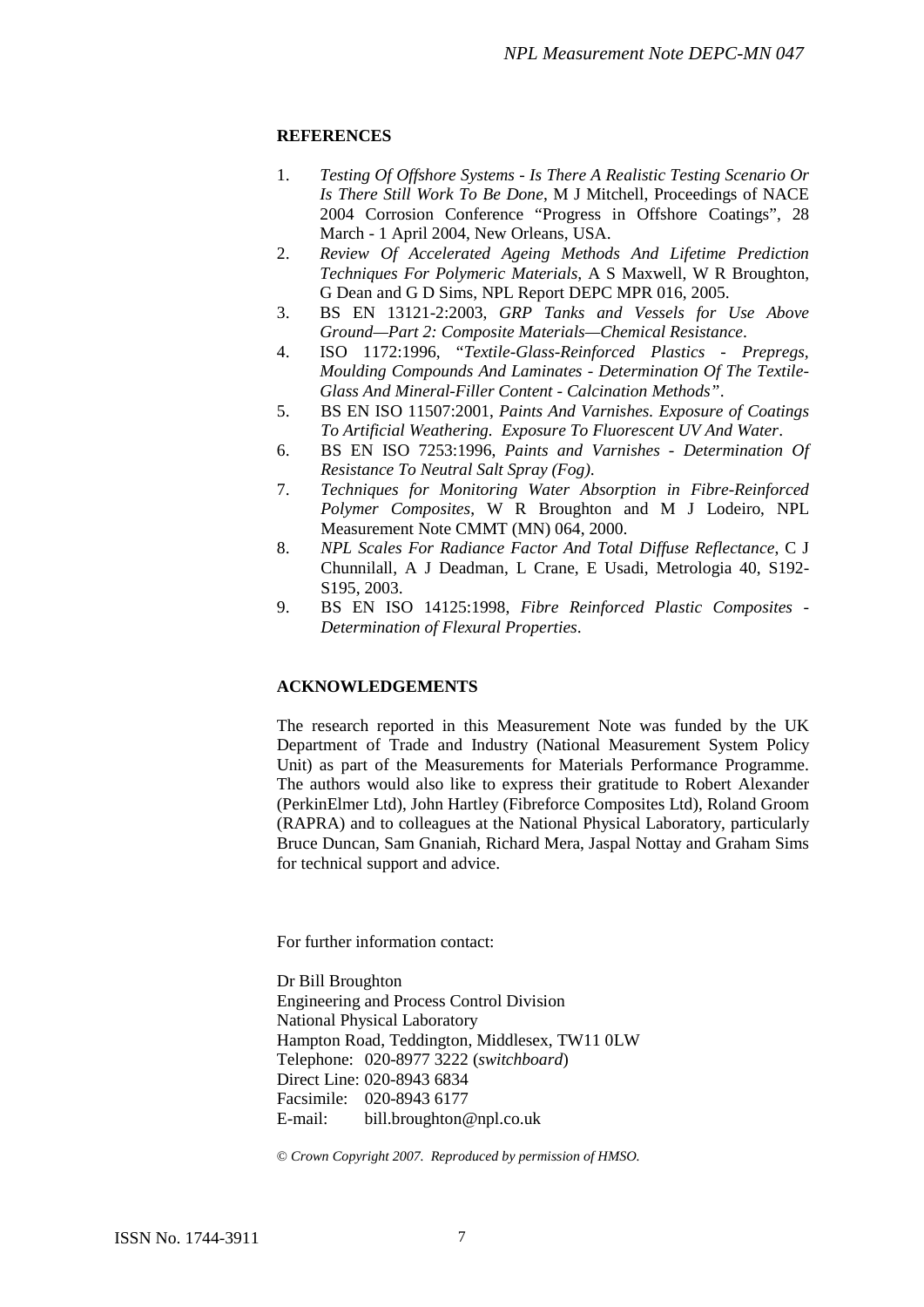## REFERENCES

1. *Testing Of Offshore Systems - Is There A Realistic Testing Scenario Or Is There Still Work To Be Done*, M J Mitchell, Proceedings of NACE 2004 Corrosion Conference "Progress in Offshore Coatings", 28 March - 1 April 2004, New Orleans, USA.
2. *Review Of Accelerated Ageing Methods And Lifetime Prediction Techniques For Polymeric Materials*, A S Maxwell, W R Broughton, G Dean and G D Sims, NPL Report DEPC MPR 016, 2005.
3. BS EN 13121-2:2003, *GRP Tanks and Vessels for Use Above Ground—Part 2: Composite Materials—Chemical Resistance*.
4. ISO 1172:1996, "*Textile-Glass-Reinforced Plastics - Prepregs, Moulding Compounds And Laminates - Determination Of The Textile-Glass And Mineral-Filler Content - Calcination Methods*".
5. BS EN ISO 11507:2001, *Paints And Varnishes. Exposure of Coatings To Artificial Weathering. Exposure To Fluorescent UV And Water*.
6. BS EN ISO 7253:1996, *Paints and Varnishes - Determination Of Resistance To Neutral Salt Spray (Fog)*.
7. *Techniques for Monitoring Water Absorption in Fibre-Reinforced Polymer Composites*, W R Broughton and M J Lodeiro, NPL Measurement Note CMMT (MN) 064, 2000.
8. *NPL Scales For Radiance Factor And Total Diffuse Reflectance*, C J Chunnilall, A J Deadman, L Crane, E Usadi, Metrologia 40, S192-S195, 2003.
9. BS EN ISO 14125:1998, *Fibre Reinforced Plastic Composites - Determination of Flexural Properties*.

## ACKNOWLEDGEMENTS

The research reported in this Measurement Note was funded by the UK Department of Trade and Industry (National Measurement System Policy Unit) as part of the Measurements for Materials Performance Programme. The authors would also like to express their gratitude to Robert Alexander (PerkinElmer Ltd), John Hartley (Fibreforce Composites Ltd), Roland Groom (RAPRA) and to colleagues at the National Physical Laboratory, particularly Bruce Duncan, Sam Gnaniah, Richard Mera, Jaspal Nottay and Graham Sims for technical support and advice.

For further information contact:

Dr Bill Broughton
Engineering and Process Control Division
National Physical Laboratory
Hampton Road, Teddington, Middlesex, TW11 0LW
Telephone: 020-8977 3222 (*switchboard*)
Direct Line: 020-8943 6834
Facsimile: 020-8943 6177
E-mail: bill.broughton@npl.co.uk

*© Crown Copyright 2007. Reproduced by permission of HMSO.*

ISSN No. 1744-3911